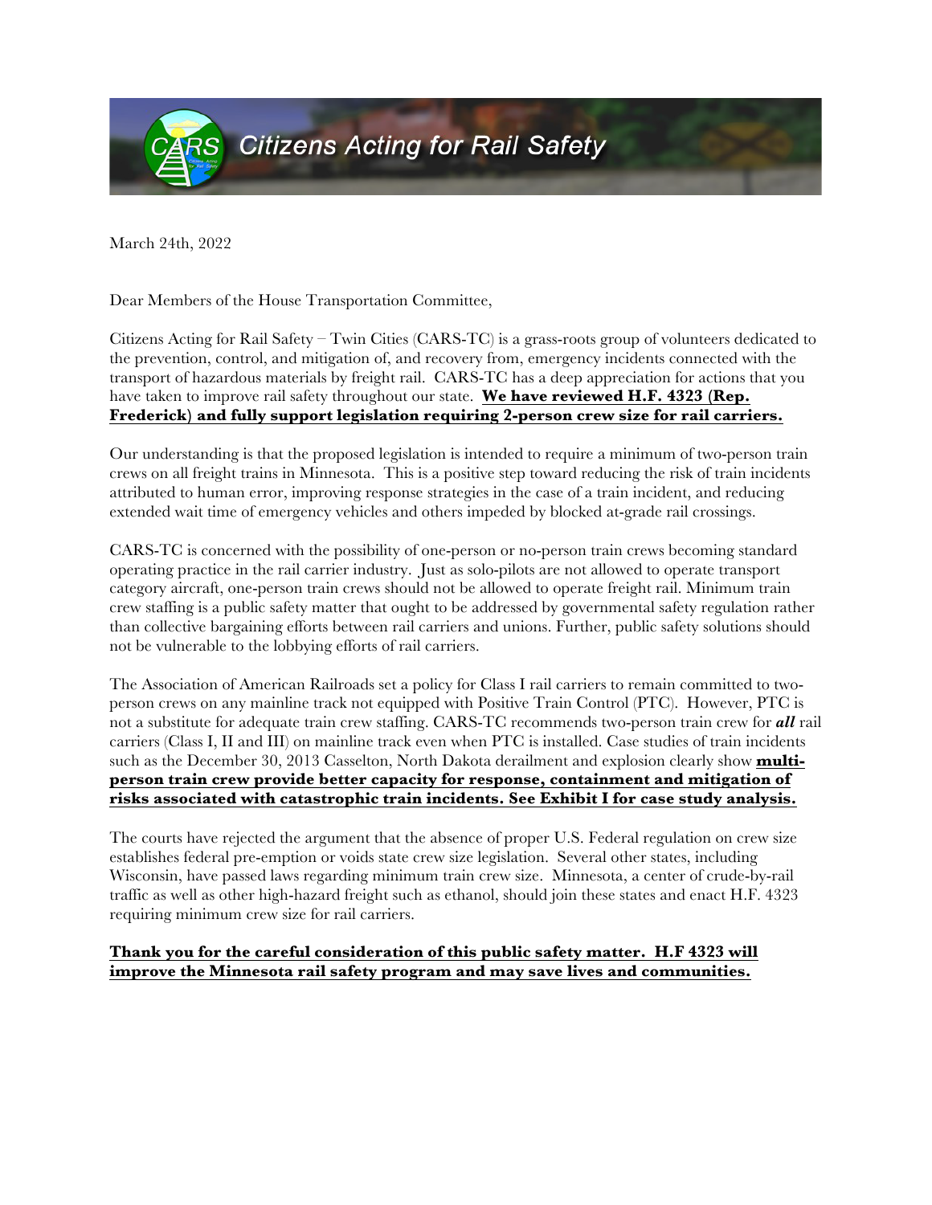# Citizens Acting for Rail Safety

March 24th, 2022

Dear Members of the House Transportation Committee,

Citizens Acting for Rail Safety – Twin Cities (CARS-TC) is a grass-roots group of volunteers dedicated to the prevention, control, and mitigation of, and recovery from, emergency incidents connected with the transport of hazardous materials by freight rail. CARS-TC has a deep appreciation for actions that you have taken to improve rail safety throughout our state. **We have reviewed H.F. 4323 (Rep. Frederick) and fully support legislation requiring 2-person crew size for rail carriers.**

Our understanding is that the proposed legislation is intended to require a minimum of two-person train crews on all freight trains in Minnesota. This is a positive step toward reducing the risk of train incidents attributed to human error, improving response strategies in the case of a train incident, and reducing extended wait time of emergency vehicles and others impeded by blocked at-grade rail crossings.

CARS-TC is concerned with the possibility of one-person or no-person train crews becoming standard operating practice in the rail carrier industry. Just as solo-pilots are not allowed to operate transport category aircraft, one-person train crews should not be allowed to operate freight rail. Minimum train crew staffing is a public safety matter that ought to be addressed by governmental safety regulation rather than collective bargaining efforts between rail carriers and unions. Further, public safety solutions should not be vulnerable to the lobbying efforts of rail carriers.

The Association of American Railroads set a policy for Class I rail carriers to remain committed to two-person crews on any mainline track not equipped with Positive Train Control (PTC). However, PTC is not a substitute for adequate train crew staffing. CARS-TC recommends two-person train crew for ***all*** rail carriers (Class I, II and III) on mainline track even when PTC is installed. Case studies of train incidents such as the December 30, 2013 Casselton, North Dakota derailment and explosion clearly show **multi-person train crew provide better capacity for response, containment and mitigation of risks associated with catastrophic train incidents. See Exhibit I for case study analysis.**

The courts have rejected the argument that the absence of proper U.S. Federal regulation on crew size establishes federal pre-emption or voids state crew size legislation. Several other states, including Wisconsin, have passed laws regarding minimum train crew size. Minnesota, a center of crude-by-rail traffic as well as other high-hazard freight such as ethanol, should join these states and enact H.F. 4323 requiring minimum crew size for rail carriers.

**Thank you for the careful consideration of this public safety matter. H.F 4323 will improve the Minnesota rail safety program and may save lives and communities.**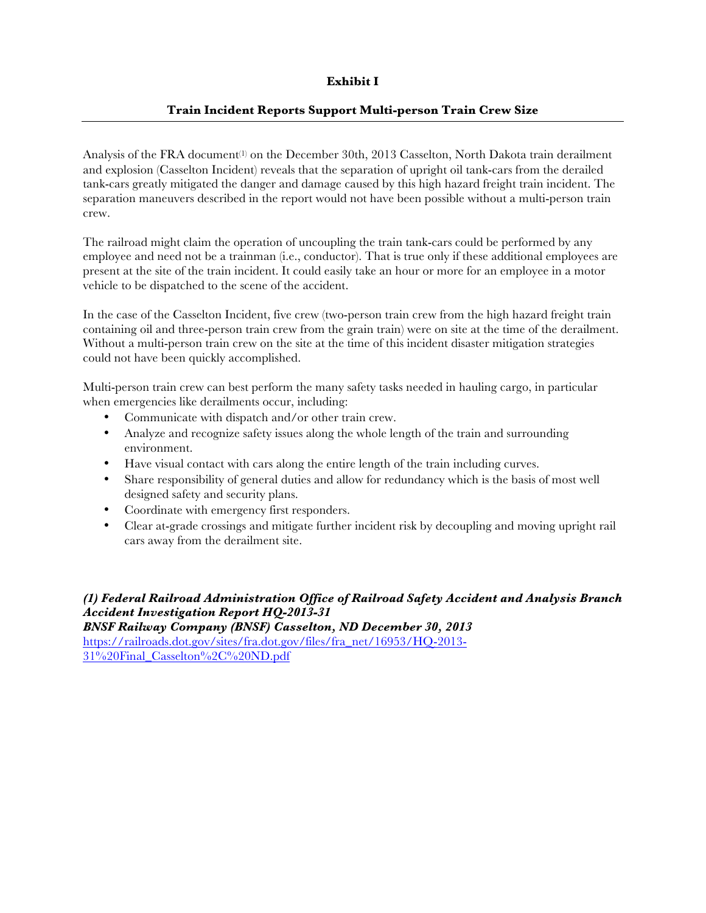**Exhibit I**

**Train Incident Reports Support Multi-person Train Crew Size**

---

Analysis of the FRA document[1] on the December 30th, 2013 Casselton, North Dakota train derailment and explosion (Casselton Incident) reveals that the separation of upright oil tank-cars from the derailed tank-cars greatly mitigated the danger and damage caused by this high hazard freight train incident. The separation maneuvers described in the report would not have been possible without a multi-person train crew.

The railroad might claim the operation of uncoupling the train tank-cars could be performed by any employee and need not be a trainman (i.e., conductor). That is true only if these additional employees are present at the site of the train incident. It could easily take an hour or more for an employee in a motor vehicle to be dispatched to the scene of the accident.

In the case of the Casselton Incident, five crew (two-person train crew from the high hazard freight train containing oil and three-person train crew from the grain train) were on site at the time of the derailment. Without a multi-person train crew on the site at the time of this incident disaster mitigation strategies could not have been quickly accomplished.

Multi-person train crew can best perform the many safety tasks needed in hauling cargo, in particular when emergencies like derailments occur, including:

- Communicate with dispatch and/or other train crew.
- Analyze and recognize safety issues along the whole length of the train and surrounding environment.
- Have visual contact with cars along the entire length of the train including curves.
- Share responsibility of general duties and allow for redundancy which is the basis of most well designed safety and security plans.
- Coordinate with emergency first responders.
- Clear at-grade crossings and mitigate further incident risk by decoupling and moving upright rail cars away from the derailment site.

***(1) Federal Railroad Administration Office of Railroad Safety Accident and Analysis Branch Accident Investigation Report HQ-2013-31***
***BNSF Railway Company (BNSF) Casselton, ND December 30, 2013***
https://railroads.dot.gov/sites/fra.dot.gov/files/fra_net/16953/HQ-2013-31%20Final_Casselton%2C%20ND.pdf